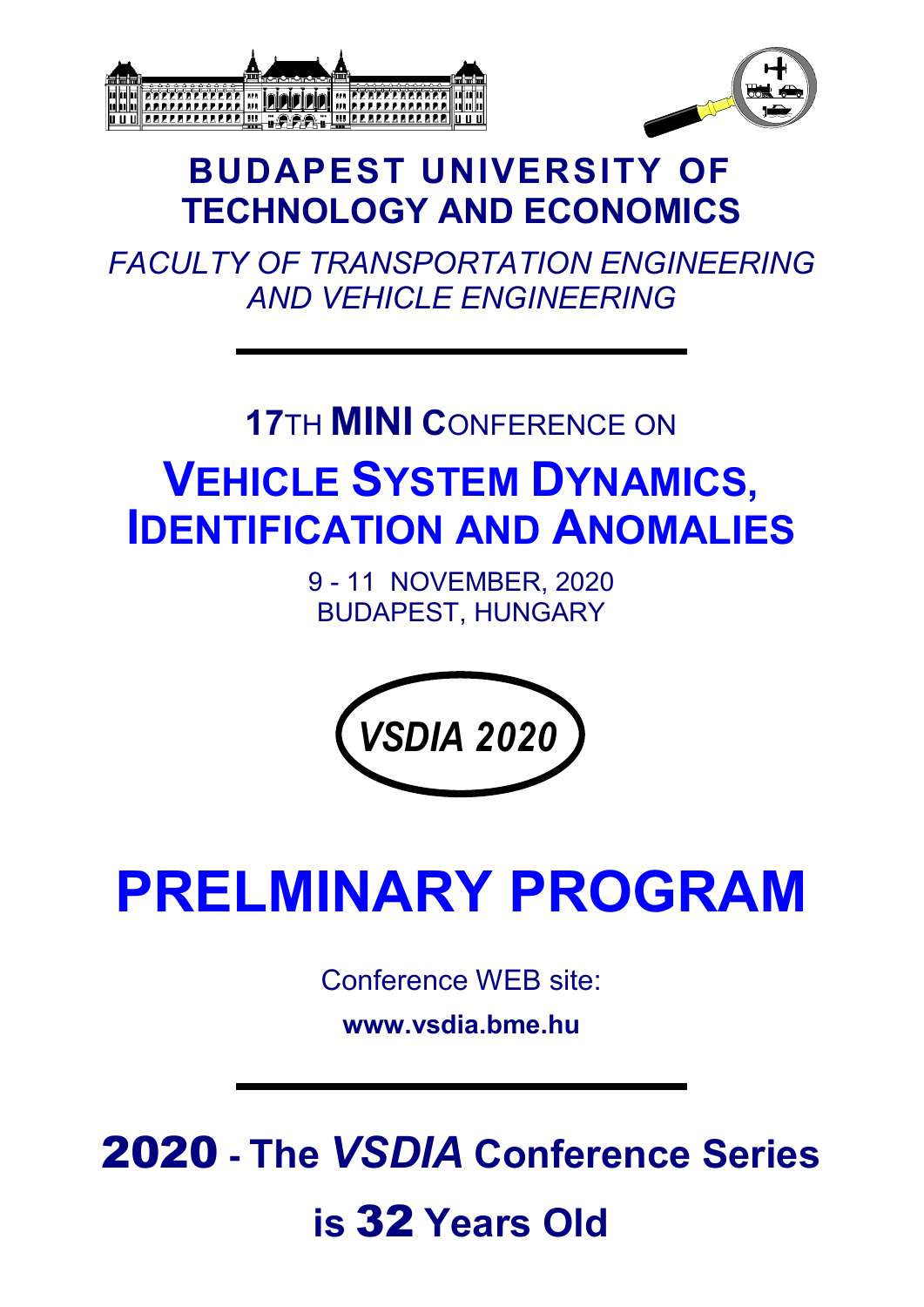# BUDAPEST UNIVERSITY OF TECHNOLOGY AND ECONOMICS

*FACULTY OF TRANSPORTATION ENGINEERING AND VEHICLE ENGINEERING*

---

**17TH MINI CONFERENCE ON**

# VEHICLE SYSTEM DYNAMICS, IDENTIFICATION AND ANOMALIES

9 - 11 NOVEMBER, 2020
BUDAPEST, HUNGARY

***VSDIA 2020***

# PRELMINARY PROGRAM

Conference WEB site:

**www.vsdia.bme.hu**

---

**2020 - The *VSDIA* Conference Series is 32 Years Old**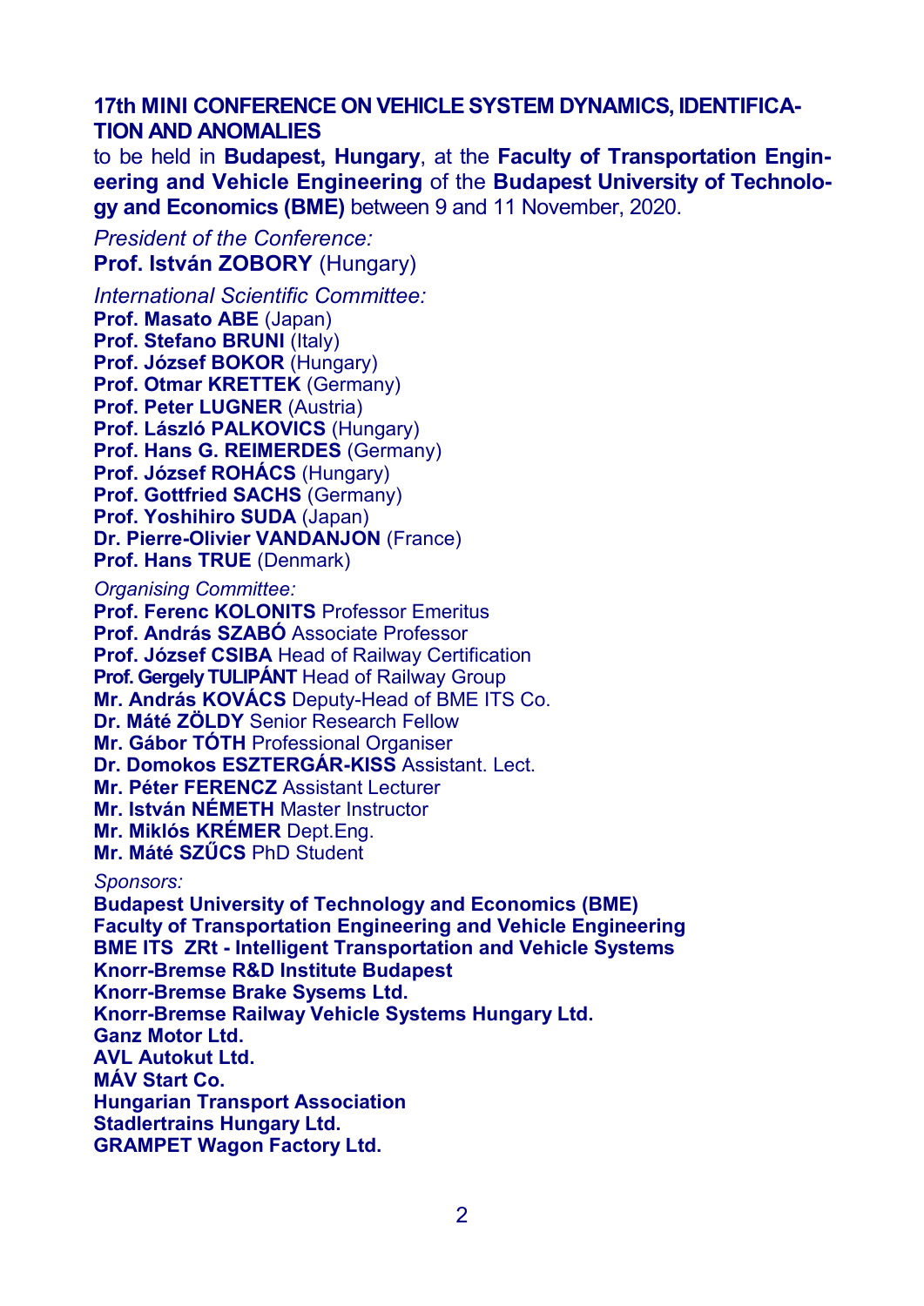**17th MINI CONFERENCE ON VEHICLE SYSTEM DYNAMICS, IDENTIFICATION AND ANOMALIES**

to be held in **Budapest, Hungary**, at the **Faculty of Transportation Engineering and Vehicle Engineering** of the **Budapest University of Technology and Economics (BME)** between 9 and 11 November, 2020.

*President of the Conference:*
**Prof. István ZOBORY** (Hungary)

*International Scientific Committee:*
**Prof. Masato ABE** (Japan)
**Prof. Stefano BRUNI** (Italy)
**Prof. József BOKOR** (Hungary)
**Prof. Otmar KRETTEK** (Germany)
**Prof. Peter LUGNER** (Austria)
**Prof. László PALKOVICS** (Hungary)
**Prof. Hans G. REIMERDES** (Germany)
**Prof. József ROHÁCS** (Hungary)
**Prof. Gottfried SACHS** (Germany)
**Prof. Yoshihiro SUDA** (Japan)
**Dr. Pierre-Olivier VANDANJON** (France)
**Prof. Hans TRUE** (Denmark)

*Organising Committee:*
**Prof. Ferenc KOLONITS** Professor Emeritus
**Prof. András SZABÓ** Associate Professor
**Prof. József CSIBA** Head of Railway Certification
**Prof. Gergely TULIPÁNT** Head of Railway Group
**Mr. András KOVÁCS** Deputy-Head of BME ITS Co.
**Dr. Máté ZÖLDY** Senior Research Fellow
**Mr. Gábor TÓTH** Professional Organiser
**Dr. Domokos ESZTERGÁR-KISS** Assistant. Lect.
**Mr. Péter FERENCZ** Assistant Lecturer
**Mr. István NÉMETH** Master Instructor
**Mr. Miklós KRÉMER** Dept.Eng.
**Mr. Máté SZŰCS** PhD Student

*Sponsors:*
**Budapest University of Technology and Economics (BME)**
**Faculty of Transportation Engineering and Vehicle Engineering**
**BME ITS ZRt - Intelligent Transportation and Vehicle Systems**
**Knorr-Bremse R&D Institute Budapest**
**Knorr-Bremse Brake Sysems Ltd.**
**Knorr-Bremse Railway Vehicle Systems Hungary Ltd.**
**Ganz Motor Ltd.**
**AVL Autokut Ltd.**
**MÁV Start Co.**
**Hungarian Transport Association**
**Stadlertrains Hungary Ltd.**
**GRAMPET Wagon Factory Ltd.**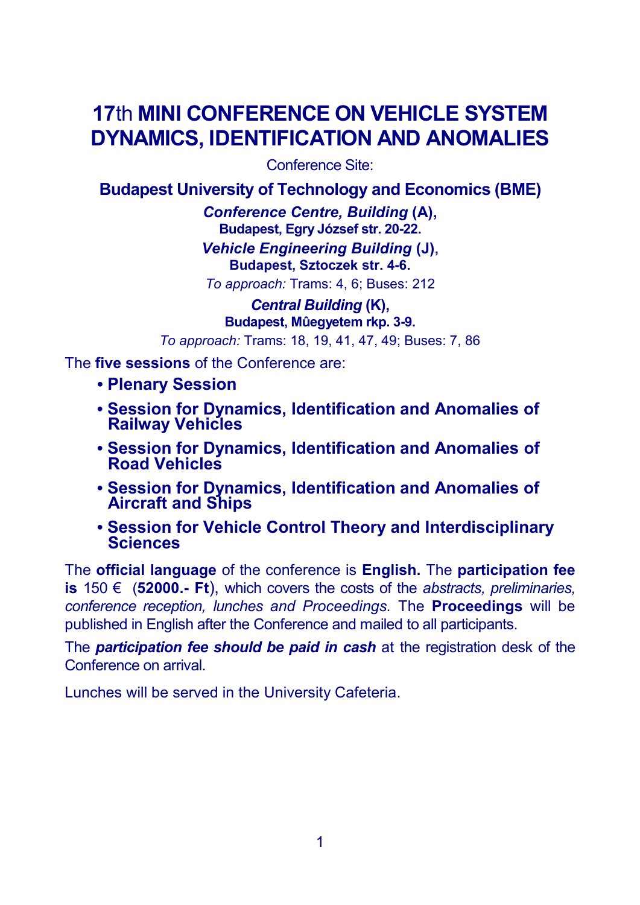# 17th MINI CONFERENCE ON VEHICLE SYSTEM DYNAMICS, IDENTIFICATION AND ANOMALIES

Conference Site:

**Budapest University of Technology and Economics (BME)**

***Conference Centre, Building* (A),**
**Budapest, Egry József str. 20-22.**

***Vehicle Engineering Building* (J),**
**Budapest, Sztoczek str. 4-6.**

*To approach:* Trams: 4, 6; Buses: 212

***Central Building* (K),**
**Budapest, Mûegyetem rkp. 3-9.**

*To approach:* Trams: 18, 19, 41, 47, 49; Buses: 7, 86

The **five sessions** of the Conference are:

- **Plenary Session**
- **Session for Dynamics, Identification and Anomalies of Railway Vehicles**
- **Session for Dynamics, Identification and Anomalies of Road Vehicles**
- **Session for Dynamics, Identification and Anomalies of Aircraft and Ships**
- **Session for Vehicle Control Theory and Interdisciplinary Sciences**

The **official language** of the conference is **English.** The **participation fee is** 150 € (**52000.- Ft**), which covers the costs of the *abstracts, preliminaries, conference reception, lunches and Proceedings.* The **Proceedings** will be published in English after the Conference and mailed to all participants.

The ***participation fee should be paid in cash*** at the registration desk of the Conference on arrival.

Lunches will be served in the University Cafeteria.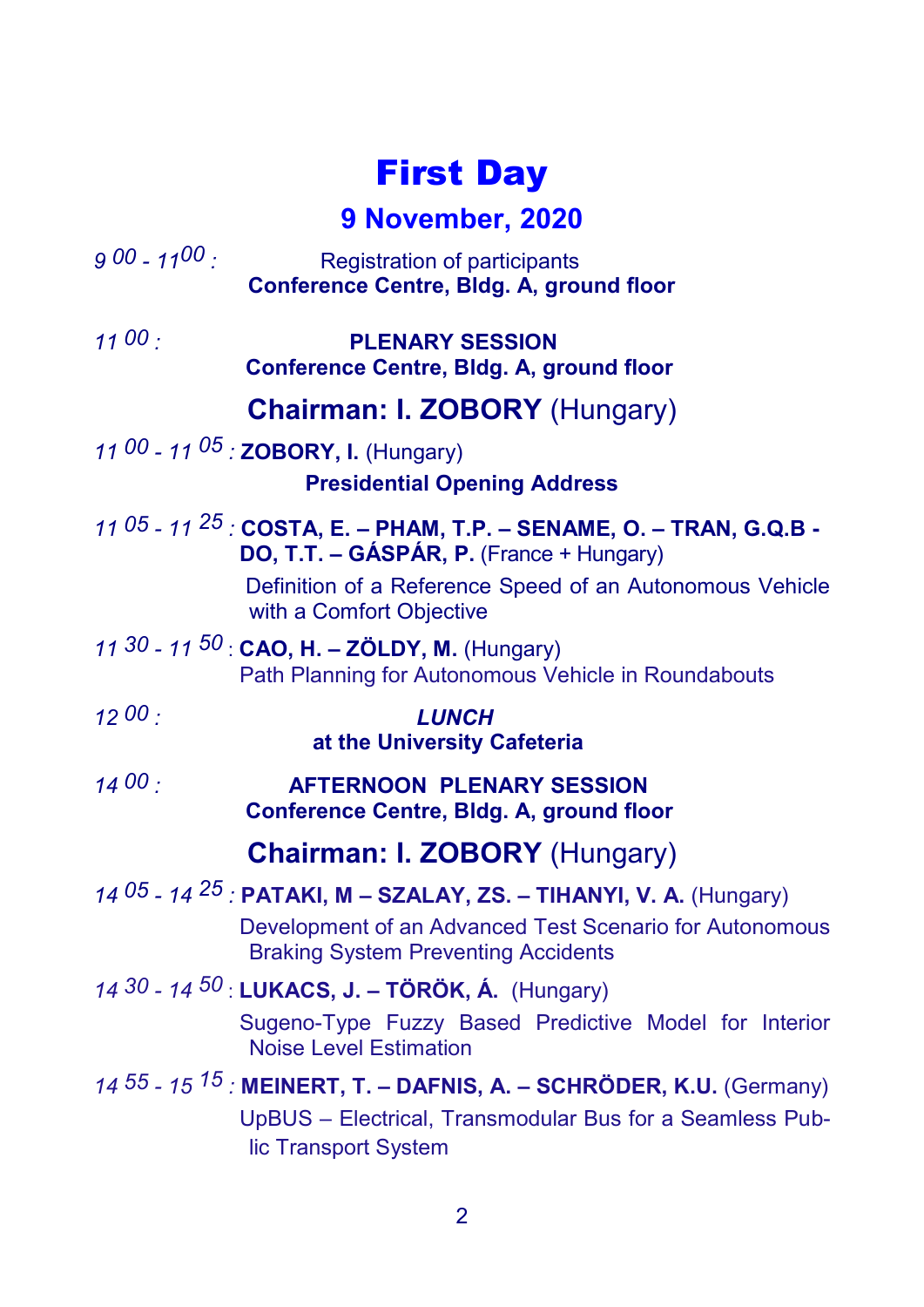# First Day

## 9 November, 2020

*9 00 - 11 00 :* Registration of participants
**Conference Centre, Bldg. A, ground floor**

*11 00 :* **PLENARY SESSION**
**Conference Centre, Bldg. A, ground floor**

### Chairman: I. ZOBORY (Hungary)

*11 00 - 11 05 :* **ZOBORY, I.** (Hungary)
**Presidential Opening Address**

*11 05 - 11 25 :* **COSTA, E. – PHAM, T.P. – SENAME, O. – TRAN, G.Q.B - DO, T.T. – GÁSPÁR, P.** (France + Hungary)
Definition of a Reference Speed of an Autonomous Vehicle with a Comfort Objective

*11 30 - 11 50 :* **CAO, H. – ZÖLDY, M.** (Hungary)
Path Planning for Autonomous Vehicle in Roundabouts

*12 00 :* ***LUNCH***
**at the University Cafeteria**

*14 00 :* **AFTERNOON PLENARY SESSION**
**Conference Centre, Bldg. A, ground floor**

### Chairman: I. ZOBORY (Hungary)

*14 05 - 14 25 :* **PATAKI, M – SZALAY, ZS. – TIHANYI, V. A.** (Hungary)
Development of an Advanced Test Scenario for Autonomous Braking System Preventing Accidents

*14 30 - 14 50 :* **LUKACS, J. – TÖRÖK, Á.** (Hungary)
Sugeno-Type Fuzzy Based Predictive Model for Interior Noise Level Estimation

*14 55 - 15 15 :* **MEINERT, T. – DAFNIS, A. – SCHRÖDER, K.U.** (Germany)
UpBUS – Electrical, Transmodular Bus for a Seamless Public Transport System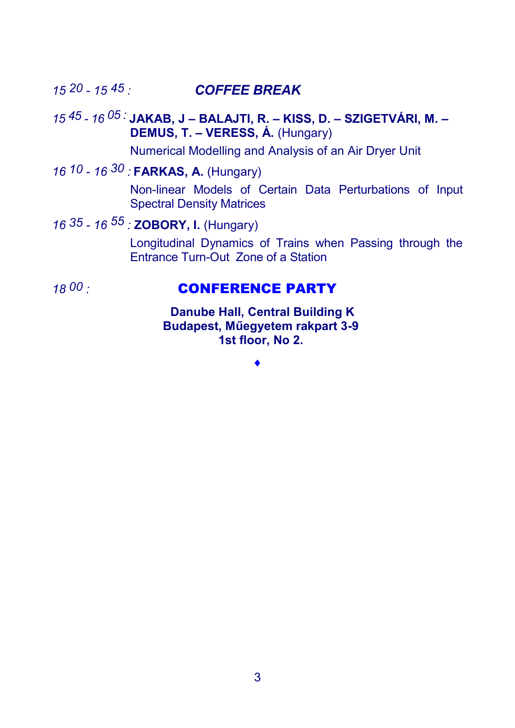*15 $^{20}$ - 15 $^{45}$ :* ***COFFEE BREAK***

*15 $^{45}$ - 16 $^{05}$ :* **JAKAB, J – BALAJTI, R. – KISS, D. – SZIGETVÁRI, M. – DEMUS, T. – VERESS, Á.** (Hungary)

Numerical Modelling and Analysis of an Air Dryer Unit

*16 $^{10}$ - 16 $^{30}$ :* **FARKAS, A.** (Hungary)

Non-linear Models of Certain Data Perturbations of Input Spectral Density Matrices

*16 $^{35}$ - 16 $^{55}$ :* **ZOBORY, I.** (Hungary)

Longitudinal Dynamics of Trains when Passing through the Entrance Turn-Out Zone of a Station

*18 $^{00}$ :* **CONFERENCE PARTY**

**Danube Hall, Central Building K**
**Budapest, Műegyetem rakpart 3-9**
**1st floor, No 2.**

♦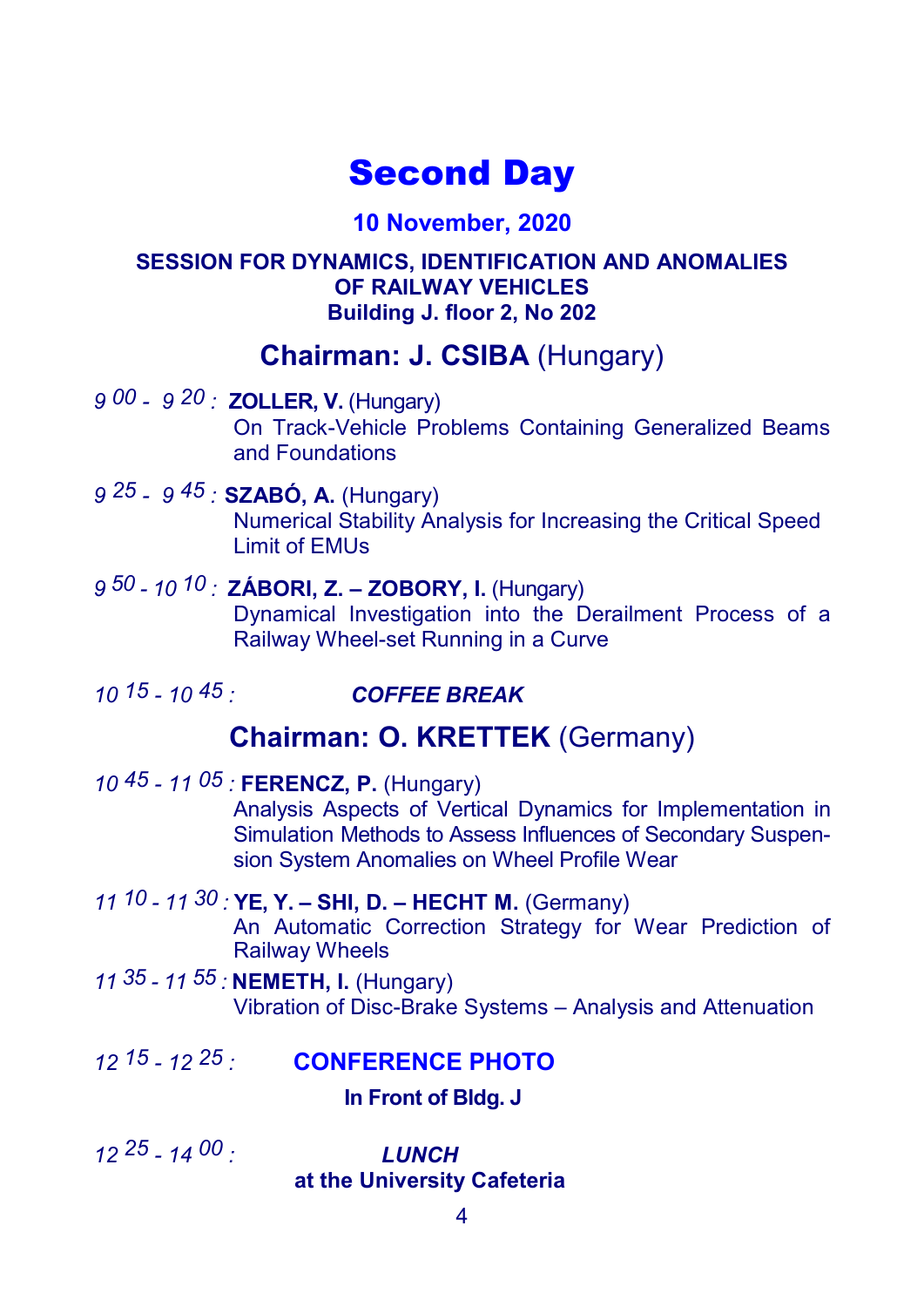# Second Day

### 10 November, 2020

**SESSION FOR DYNAMICS, IDENTIFICATION AND ANOMALIES OF RAILWAY VEHICLES**
**Building J. floor 2, No 202**

## Chairman: J. CSIBA (Hungary)

*9 $^{00}$ - 9 $^{20}$ :* **ZOLLER, V.** (Hungary)
On Track-Vehicle Problems Containing Generalized Beams and Foundations

*9 $^{25}$ - 9 $^{45}$ :* **SZABÓ, A.** (Hungary)
Numerical Stability Analysis for Increasing the Critical Speed Limit of EMUs

*9 $^{50}$ - 10 $^{10}$ :* **ZÁBORI, Z. – ZOBORY, I.** (Hungary)
Dynamical Investigation into the Derailment Process of a Railway Wheel-set Running in a Curve

*10 $^{15}$ - 10 $^{45}$ :* ***COFFEE BREAK***

## Chairman: O. KRETTEK (Germany)

*10 $^{45}$ - 11 $^{05}$ :* **FERENCZ, P.** (Hungary)
Analysis Aspects of Vertical Dynamics for Implementation in Simulation Methods to Assess Influences of Secondary Suspension System Anomalies on Wheel Profile Wear

*11 $^{10}$ - 11 $^{30}$ :* **YE, Y. – SHI, D. – HECHT M.** (Germany)
An Automatic Correction Strategy for Wear Prediction of Railway Wheels

*11 $^{35}$ - 11 $^{55}$ :* **NEMETH, I.** (Hungary)
Vibration of Disc-Brake Systems – Analysis and Attenuation

*12 $^{15}$ - 12 $^{25}$ :* **CONFERENCE PHOTO**
**In Front of Bldg. J**

*12 $^{25}$ - 14 $^{00}$ :* ***LUNCH***
**at the University Cafeteria**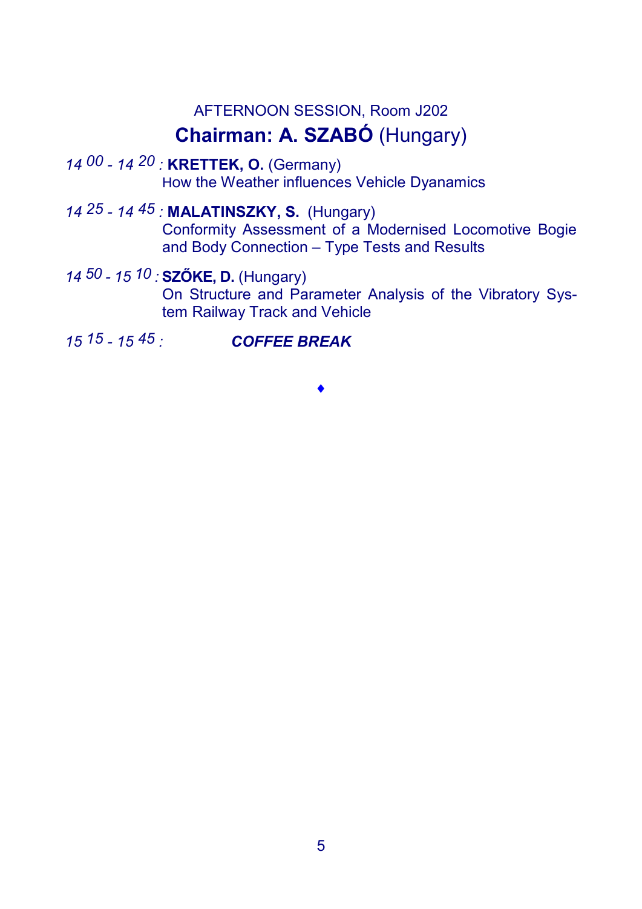AFTERNOON SESSION, Room J202

## **Chairman: A. SZABÓ** (Hungary)

*14 00 - 14 20 :* **KRETTEK, O.** (Germany)
How the Weather influences Vehicle Dyanamics

*14 25 - 14 45 :* **MALATINSZKY, S.** (Hungary)
Conformity Assessment of a Modernised Locomotive Bogie and Body Connection – Type Tests and Results

*14 50 - 15 10 :* **SZŐKE, D.** (Hungary)
On Structure and Parameter Analysis of the Vibratory System Railway Track and Vehicle

*15 15 - 15 45 :* ***COFFEE BREAK***

♦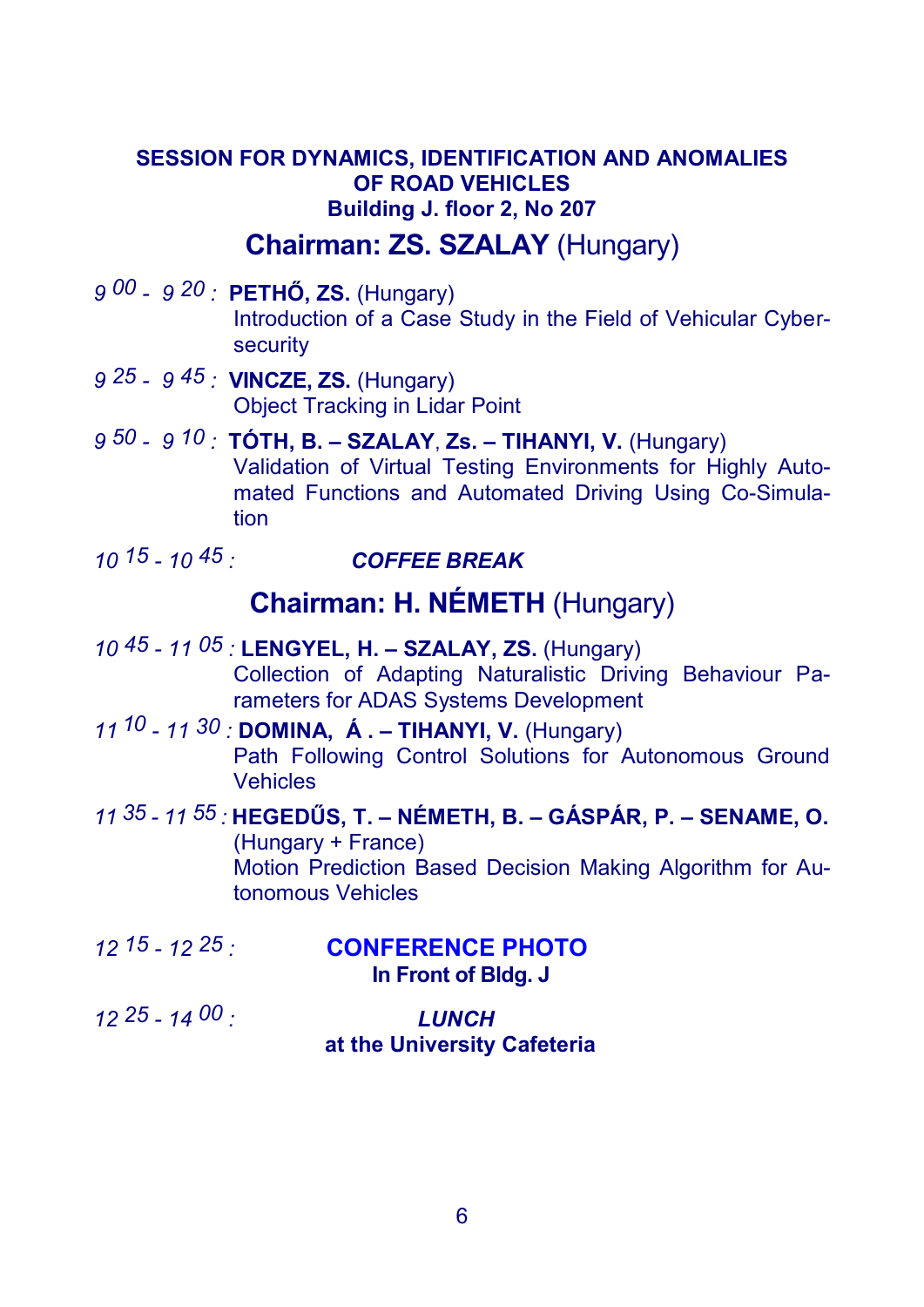## SESSION FOR DYNAMICS, IDENTIFICATION AND ANOMALIES OF ROAD VEHICLES

**Building J. floor 2, No 207**

### Chairman: ZS. SZALAY (Hungary)

*9 00 - 9 20 :* **PETHŐ, ZS.** (Hungary)
Introduction of a Case Study in the Field of Vehicular Cyber-security

*9 25 - 9 45 :* **VINCZE, ZS.** (Hungary)
Object Tracking in Lidar Point

*9 50 - 9 10 :* **TÓTH, B. – SZALAY**, **Zs. – TIHANYI, V.** (Hungary)
Validation of Virtual Testing Environments for Highly Automated Functions and Automated Driving Using Co-Simulation

*10 15 - 10 45 :* ***COFFEE BREAK***

### Chairman: H. NÉMETH (Hungary)

*10 45 - 11 05 :* **LENGYEL, H. – SZALAY, ZS.** (Hungary)
Collection of Adapting Naturalistic Driving Behaviour Parameters for ADAS Systems Development

*11 10 - 11 30 :* **DOMINA, Á . – TIHANYI, V.** (Hungary)
Path Following Control Solutions for Autonomous Ground Vehicles

*11 35 - 11 55 :* **HEGEDŰS, T. – NÉMETH, B. – GÁSPÁR, P. – SENAME, O.** (Hungary + France)
Motion Prediction Based Decision Making Algorithm for Autonomous Vehicles

*12 15 - 12 25 :* **CONFERENCE PHOTO**
**In Front of Bldg. J**

*12 25 - 14 00 :* ***LUNCH***
**at the University Cafeteria**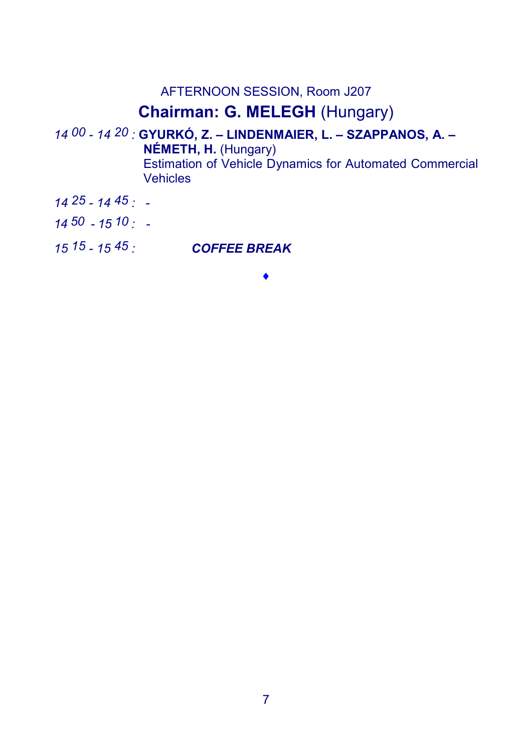AFTERNOON SESSION, Room J207

## **Chairman: G. MELEGH** (Hungary)

*14 00 - 14 20 :* **GYURKÓ, Z. – LINDENMAIER, L. – SZAPPANOS, A. – NÉMETH, H.** (Hungary)
Estimation of Vehicle Dynamics for Automated Commercial Vehicles

*14 25 - 14 45 :* -

*14 50 - 15 10 :* -

*15 15 - 15 45 :* ***COFFEE BREAK***

♦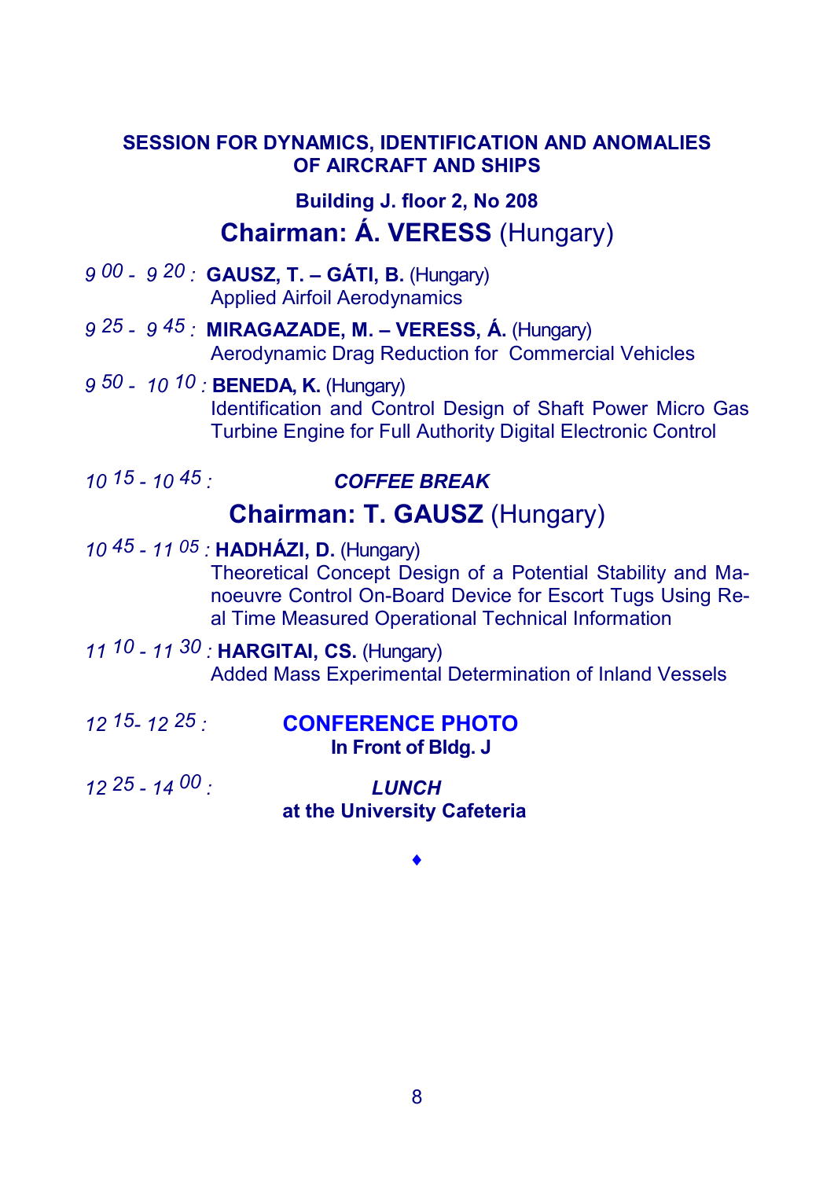## SESSION FOR DYNAMICS, IDENTIFICATION AND ANOMALIES OF AIRCRAFT AND SHIPS

**Building J. floor 2, No 208**

### Chairman: Á. VERESS (Hungary)

*9 00 - 9 20 :* **GAUSZ, T. – GÁTI, B.** (Hungary)
Applied Airfoil Aerodynamics

*9 25 - 9 45 :* **MIRAGAZADE, M. – VERESS, Á.** (Hungary)
Aerodynamic Drag Reduction for Commercial Vehicles

*9 50 - 10 10 :* **BENEDA, K.** (Hungary)
Identification and Control Design of Shaft Power Micro Gas Turbine Engine for Full Authority Digital Electronic Control

*10 15 - 10 45 :* ***COFFEE BREAK***

### Chairman: T. GAUSZ (Hungary)

*10 45 - 11 05 :* **HADHÁZI, D.** (Hungary)
Theoretical Concept Design of a Potential Stability and Manoeuvre Control On-Board Device for Escort Tugs Using Real Time Measured Operational Technical Information

*11 10 - 11 30 :* **HARGITAI, CS.** (Hungary)
Added Mass Experimental Determination of Inland Vessels

*12 15- 12 25 :* **CONFERENCE PHOTO**
**In Front of Bldg. J**

*12 25 - 14 00 :* ***LUNCH***
**at the University Cafeteria**

♦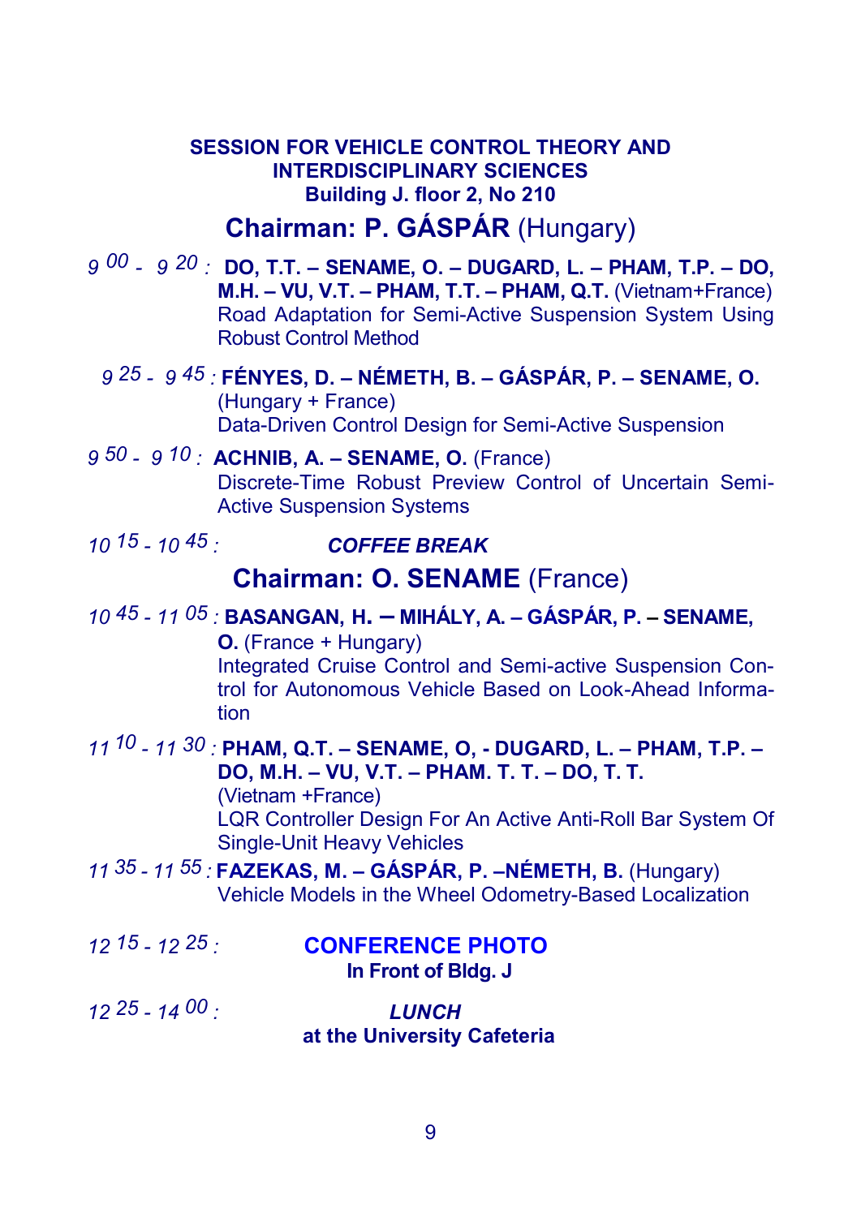**SESSION FOR VEHICLE CONTROL THEORY AND INTERDISCIPLINARY SCIENCES**
**Building J. floor 2, No 210**

## Chairman: P. GÁSPÁR (Hungary)

*9 00 - 9 20 :* **DO, T.T. – SENAME, O. – DUGARD, L. – PHAM, T.P. – DO, M.H. – VU, V.T. – PHAM, T.T. – PHAM, Q.T.** (Vietnam+France)
Road Adaptation for Semi-Active Suspension System Using Robust Control Method

*9 25 - 9 45 :* **FÉNYES, D. – NÉMETH, B. – GÁSPÁR, P. – SENAME, O.** (Hungary + France)
Data-Driven Control Design for Semi-Active Suspension

*9 50 - 9 10 :* **ACHNIB, A. – SENAME, O.** (France)
Discrete-Time Robust Preview Control of Uncertain Semi-Active Suspension Systems

*10 15 - 10 45 :* ***COFFEE BREAK***

## Chairman: O. SENAME (France)

*10 45 - 11 05 :* **BASANGAN, H. – MIHÁLY, A. – GÁSPÁR, P. – SENAME, O.** (France + Hungary)
Integrated Cruise Control and Semi-active Suspension Control for Autonomous Vehicle Based on Look-Ahead Information

*11 10 - 11 30 :* **PHAM, Q.T. – SENAME, O, - DUGARD, L. – PHAM, T.P. – DO, M.H. – VU, V.T. – PHAM. T. T. – DO, T. T.**
(Vietnam +France)
LQR Controller Design For An Active Anti-Roll Bar System Of Single-Unit Heavy Vehicles

*11 35 - 11 55 :* **FAZEKAS, M. – GÁSPÁR, P. –NÉMETH, B.** (Hungary)
Vehicle Models in the Wheel Odometry-Based Localization

*12 15 - 12 25 :* **CONFERENCE PHOTO**
**In Front of Bldg. J**

*12 25 - 14 00 :* ***LUNCH***
**at the University Cafeteria**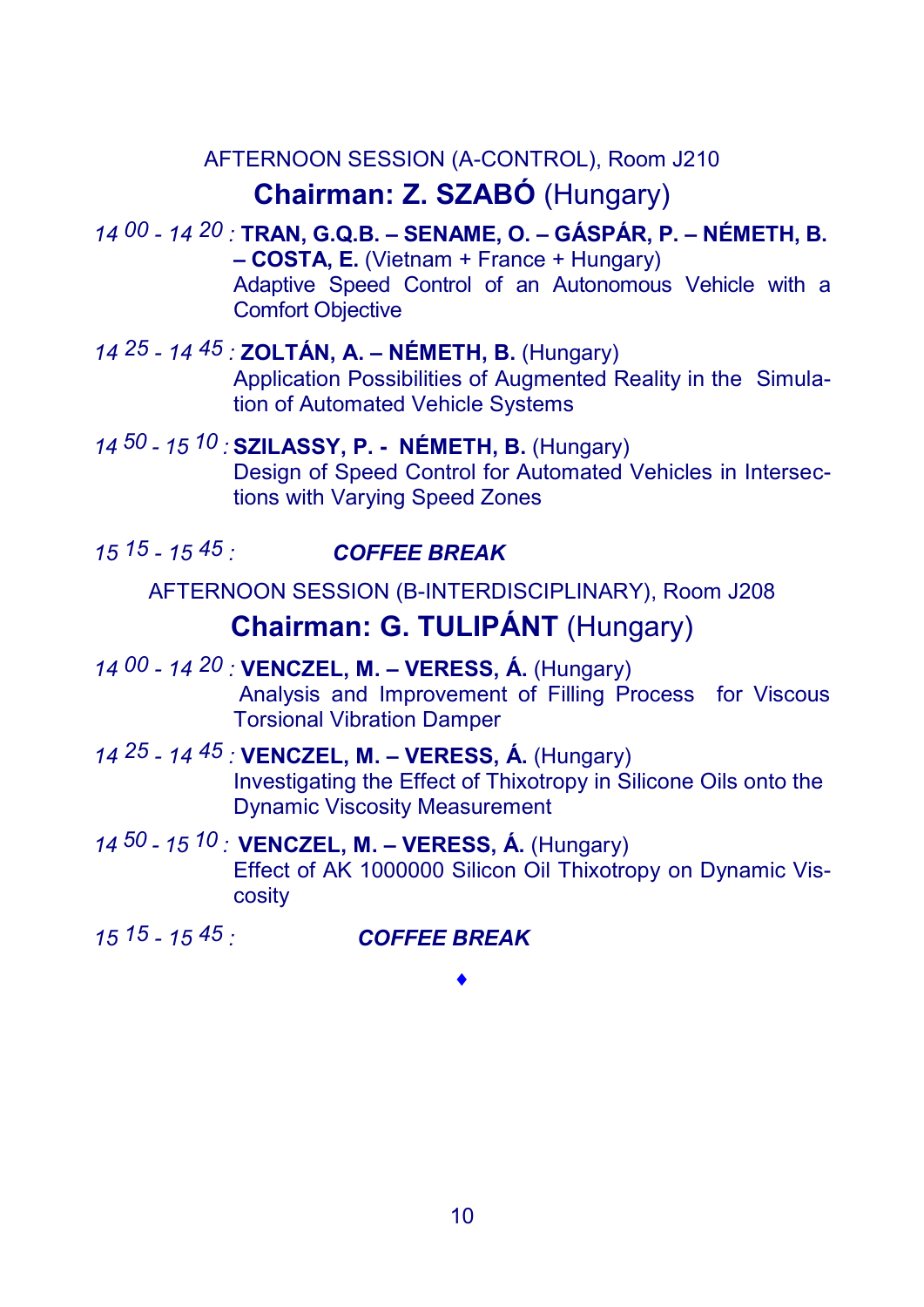AFTERNOON SESSION (A-CONTROL), Room J210

## Chairman: Z. SZABÓ (Hungary)

*14 00 - 14 20 :* **TRAN, G.Q.B. – SENAME, O. – GÁSPÁR, P. – NÉMETH, B. – COSTA, E.** (Vietnam + France + Hungary)
Adaptive Speed Control of an Autonomous Vehicle with a Comfort Objective

*14 25 - 14 45 :* **ZOLTÁN, A. – NÉMETH, B.** (Hungary)
Application Possibilities of Augmented Reality in the Simulation of Automated Vehicle Systems

*14 50 - 15 10 :* **SZILASSY, P. - NÉMETH, B.** (Hungary)
Design of Speed Control for Automated Vehicles in Intersections with Varying Speed Zones

*15 15 - 15 45 :* ***COFFEE BREAK***

AFTERNOON SESSION (B-INTERDISCIPLINARY), Room J208

## Chairman: G. TULIPÁNT (Hungary)

*14 00 - 14 20 :* **VENCZEL, M. – VERESS, Á.** (Hungary)
Analysis and Improvement of Filling Process for Viscous Torsional Vibration Damper

*14 25 - 14 45 :* **VENCZEL, M. – VERESS, Á.** (Hungary)
Investigating the Effect of Thixotropy in Silicone Oils onto the Dynamic Viscosity Measurement

*14 50 - 15 10 :* **VENCZEL, M. – VERESS, Á.** (Hungary)
Effect of AK 1000000 Silicon Oil Thixotropy on Dynamic Viscosity

*15 15 - 15 45 :* ***COFFEE BREAK***

♦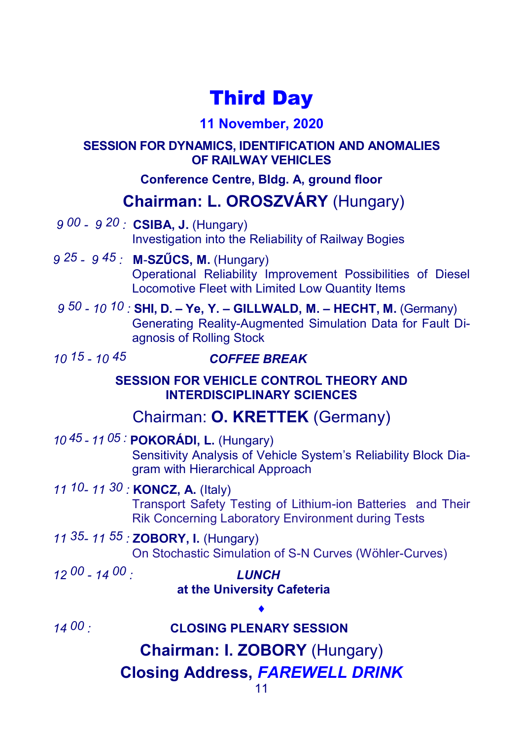# Third Day

## 11 November, 2020

### SESSION FOR DYNAMICS, IDENTIFICATION AND ANOMALIES OF RAILWAY VEHICLES

**Conference Centre, Bldg. A, ground floor**

### Chairman: L. OROSZVÁRY (Hungary)

*9 00 - 9 20 :* **CSIBA, J.** (Hungary)
Investigation into the Reliability of Railway Bogies

*9 25 - 9 45 :* **M-SZŰCS, M.** (Hungary)
Operational Reliability Improvement Possibilities of Diesel Locomotive Fleet with Limited Low Quantity Items

*9 50 - 10 10 :* **SHI, D. – Ye, Y. – GILLWALD, M. – HECHT, M.** (Germany)
Generating Reality-Augmented Simulation Data for Fault Diagnosis of Rolling Stock

*10 15 - 10 45* ***COFFEE BREAK***

### SESSION FOR VEHICLE CONTROL THEORY AND INTERDISCIPLINARY SCIENCES

### Chairman: O. KRETTEK (Germany)

*10 45 - 11 05 :* **POKORÁDI, L.** (Hungary)
Sensitivity Analysis of Vehicle System's Reliability Block Diagram with Hierarchical Approach

*11 10- 11 30 :* **KONCZ, A.** (Italy)
Transport Safety Testing of Lithium-ion Batteries and Their Rik Concerning Laboratory Environment during Tests

*11 35- 11 55 :* **ZOBORY, I.** (Hungary)
On Stochastic Simulation of S-N Curves (Wöhler-Curves)

*12 00 - 14 00 :* ***LUNCH***
**at the University Cafeteria**

♦

*14 00 :* **CLOSING PLENARY SESSION**

### Chairman: I. ZOBORY (Hungary)

### Closing Address, *FAREWELL DRINK*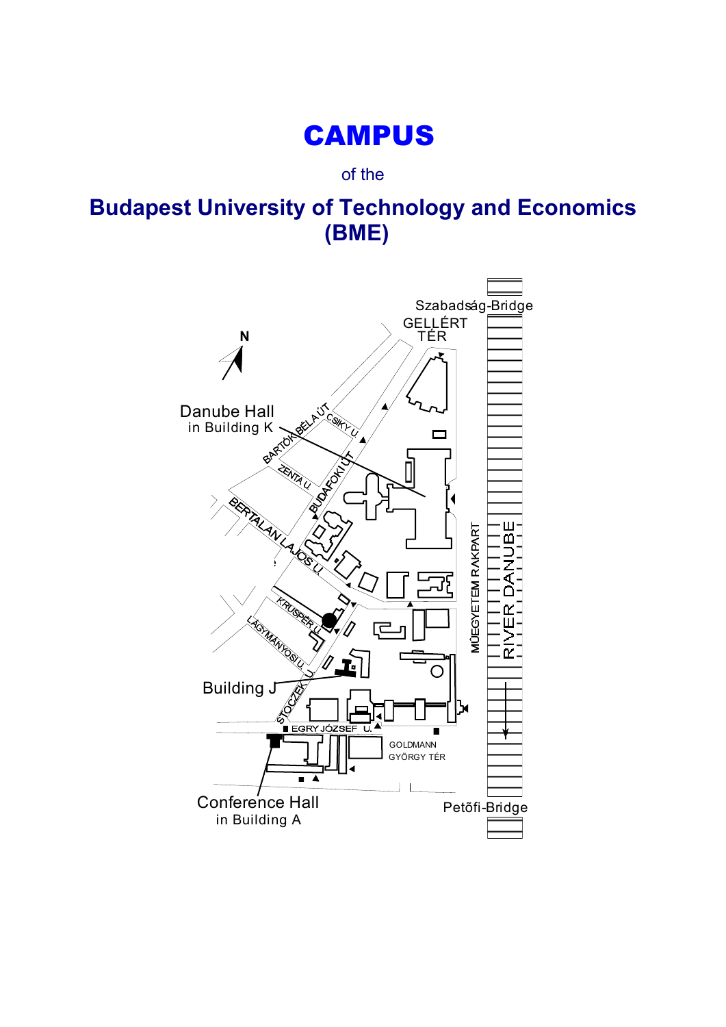# CAMPUS

of the

## Budapest University of Technology and Economics (BME)

Szabadság-Bridge

GELLÉRT TÉR

N

Danube Hall
in Building K

BARTÓK BÉLA ÚT

CSIKY U.

ZENTA U.

BUDAFOKI ÚT

BERTALAN LAJOS U.

KRUSPÉR U.

LÁGYMÁNYOSI U.

STOCZEK U.

Building J

MŰEGYETEM RAKPART

RIVER DANUBE

EGRY JÓZSEF U.

GOLDMANN GYÖRGY TÉR

Conference Hall
in Building A

Petőfi-Bridge